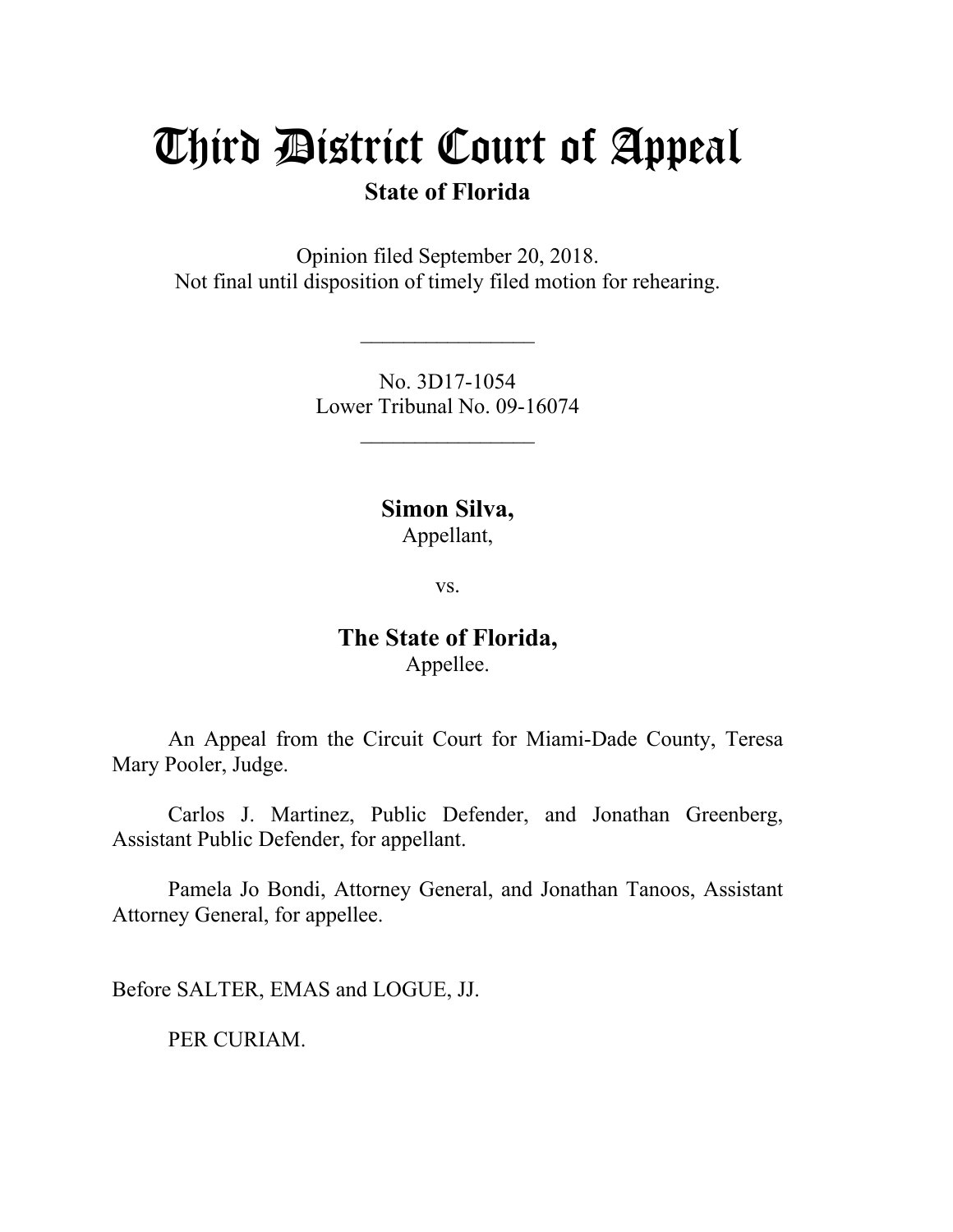# Third District Court of Appeal

**State of Florida**

Opinion filed September 20, 2018.
Not final until disposition of timely filed motion for rehearing.

________________

No. 3D17-1054
Lower Tribunal No. 09-16074

________________

**Simon Silva,**
Appellant,

vs.

**The State of Florida,**
Appellee.

An Appeal from the Circuit Court for Miami-Dade County, Teresa Mary Pooler, Judge.

Carlos J. Martinez, Public Defender, and Jonathan Greenberg, Assistant Public Defender, for appellant.

Pamela Jo Bondi, Attorney General, and Jonathan Tanoos, Assistant Attorney General, for appellee.

Before SALTER, EMAS and LOGUE, JJ.

PER CURIAM.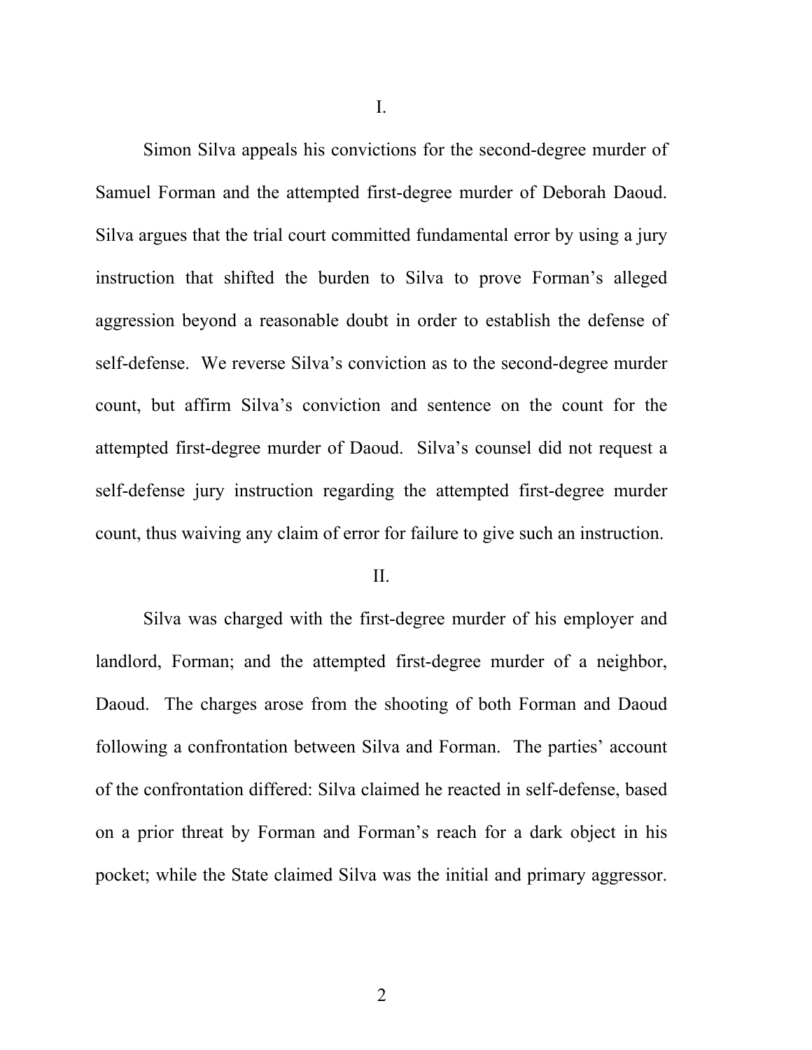I.

Simon Silva appeals his convictions for the second-degree murder of Samuel Forman and the attempted first-degree murder of Deborah Daoud. Silva argues that the trial court committed fundamental error by using a jury instruction that shifted the burden to Silva to prove Forman's alleged aggression beyond a reasonable doubt in order to establish the defense of self-defense. We reverse Silva's conviction as to the second-degree murder count, but affirm Silva's conviction and sentence on the count for the attempted first-degree murder of Daoud. Silva's counsel did not request a self-defense jury instruction regarding the attempted first-degree murder count, thus waiving any claim of error for failure to give such an instruction.

II.

Silva was charged with the first-degree murder of his employer and landlord, Forman; and the attempted first-degree murder of a neighbor, Daoud. The charges arose from the shooting of both Forman and Daoud following a confrontation between Silva and Forman. The parties' account of the confrontation differed: Silva claimed he reacted in self-defense, based on a prior threat by Forman and Forman's reach for a dark object in his pocket; while the State claimed Silva was the initial and primary aggressor.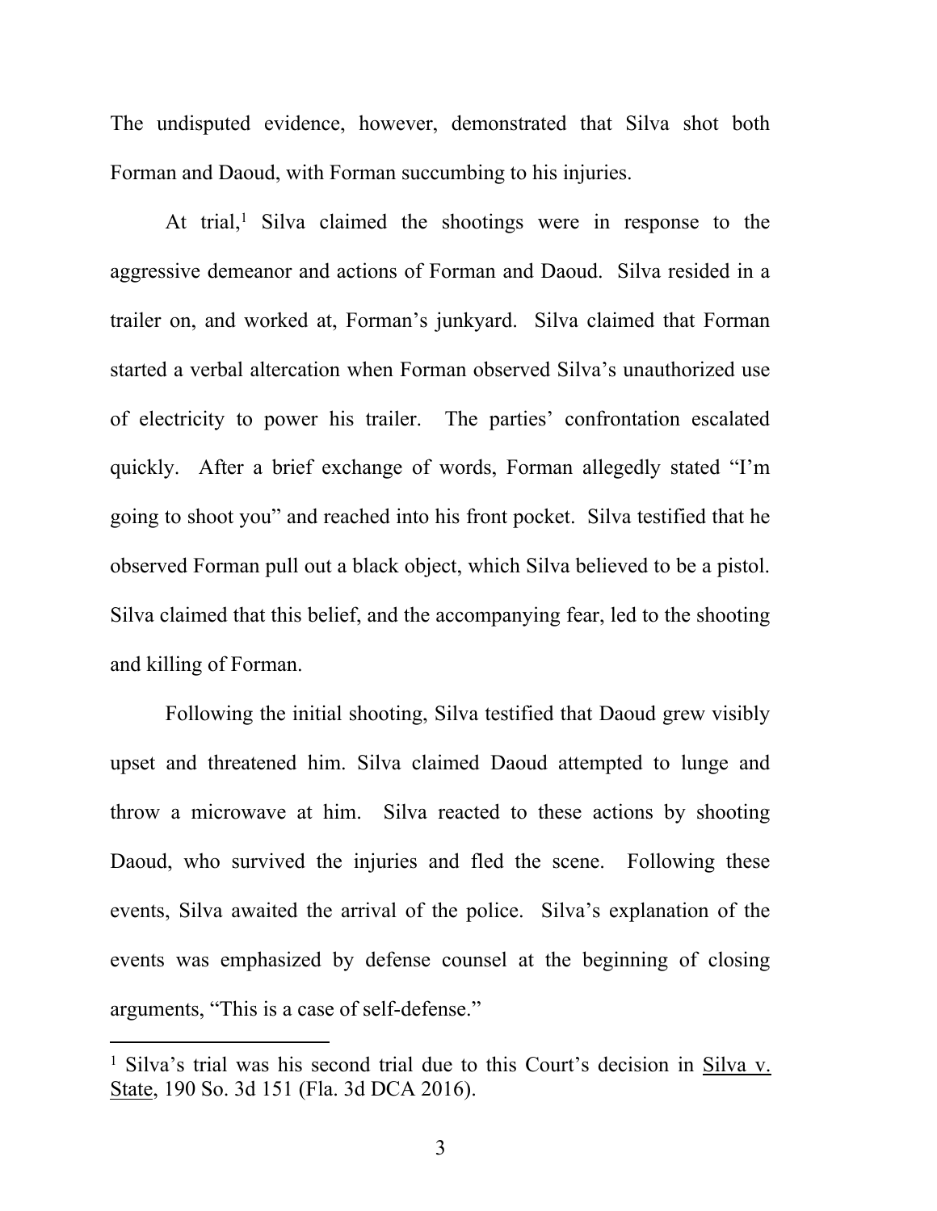The undisputed evidence, however, demonstrated that Silva shot both Forman and Daoud, with Forman succumbing to his injuries.

At trial,[1] Silva claimed the shootings were in response to the aggressive demeanor and actions of Forman and Daoud. Silva resided in a trailer on, and worked at, Forman's junkyard. Silva claimed that Forman started a verbal altercation when Forman observed Silva's unauthorized use of electricity to power his trailer. The parties' confrontation escalated quickly. After a brief exchange of words, Forman allegedly stated "I'm going to shoot you" and reached into his front pocket. Silva testified that he observed Forman pull out a black object, which Silva believed to be a pistol. Silva claimed that this belief, and the accompanying fear, led to the shooting and killing of Forman.

Following the initial shooting, Silva testified that Daoud grew visibly upset and threatened him. Silva claimed Daoud attempted to lunge and throw a microwave at him. Silva reacted to these actions by shooting Daoud, who survived the injuries and fled the scene. Following these events, Silva awaited the arrival of the police. Silva's explanation of the events was emphasized by defense counsel at the beginning of closing arguments, "This is a case of self-defense."

---

[1] Silva's trial was his second trial due to this Court's decision in Silva v. State, 190 So. 3d 151 (Fla. 3d DCA 2016).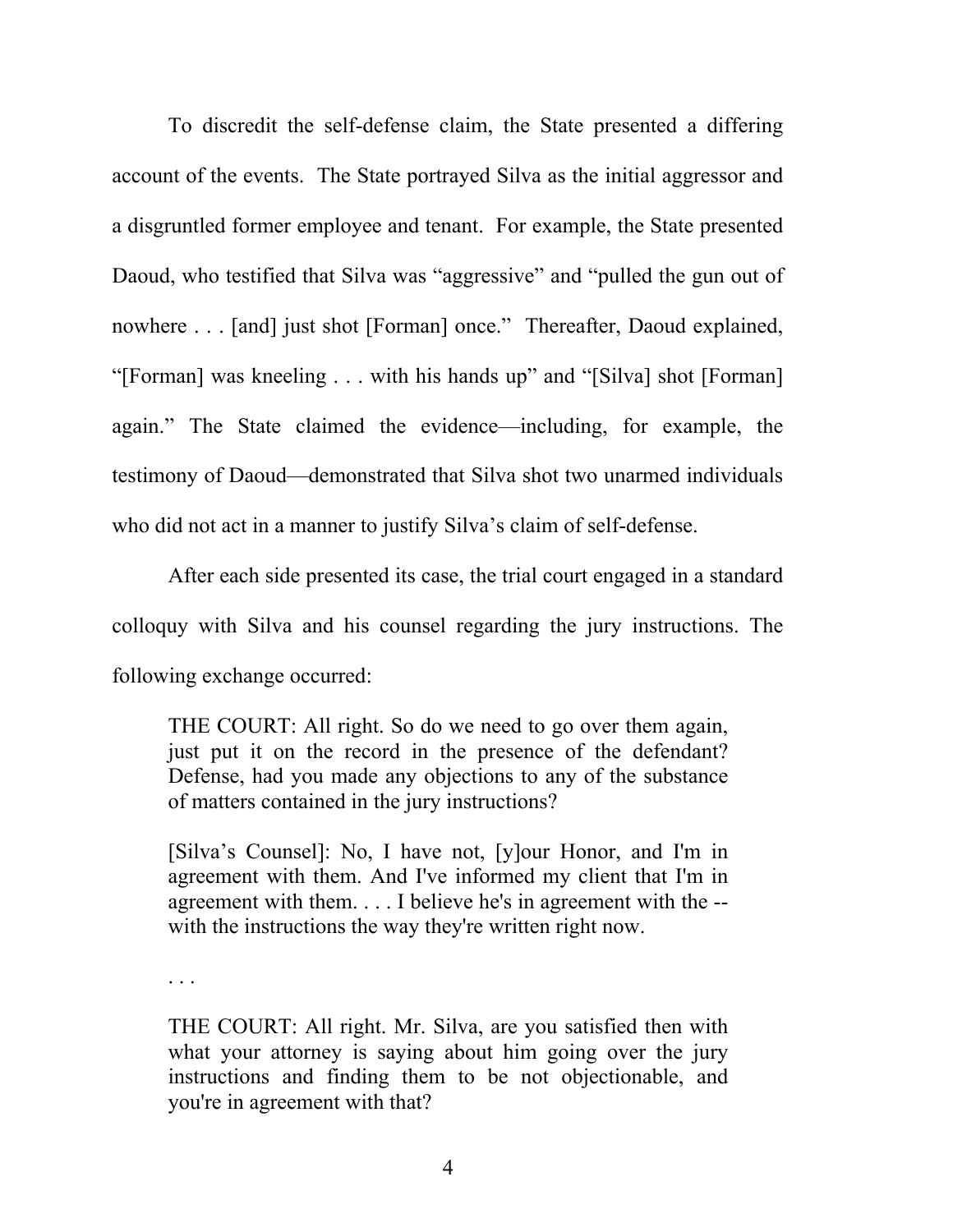To discredit the self-defense claim, the State presented a differing account of the events. The State portrayed Silva as the initial aggressor and a disgruntled former employee and tenant. For example, the State presented Daoud, who testified that Silva was "aggressive" and "pulled the gun out of nowhere . . . [and] just shot [Forman] once." Thereafter, Daoud explained, "[Forman] was kneeling . . . with his hands up" and "[Silva] shot [Forman] again." The State claimed the evidence—including, for example, the testimony of Daoud—demonstrated that Silva shot two unarmed individuals who did not act in a manner to justify Silva's claim of self-defense.

After each side presented its case, the trial court engaged in a standard colloquy with Silva and his counsel regarding the jury instructions. The following exchange occurred:

> THE COURT: All right. So do we need to go over them again, just put it on the record in the presence of the defendant? Defense, had you made any objections to any of the substance of matters contained in the jury instructions?
>
> [Silva's Counsel]: No, I have not, [y]our Honor, and I'm in agreement with them. And I've informed my client that I'm in agreement with them. . . . I believe he's in agreement with the -- with the instructions the way they're written right now.
>
> . . .
>
> THE COURT: All right. Mr. Silva, are you satisfied then with what your attorney is saying about him going over the jury instructions and finding them to be not objectionable, and you're in agreement with that?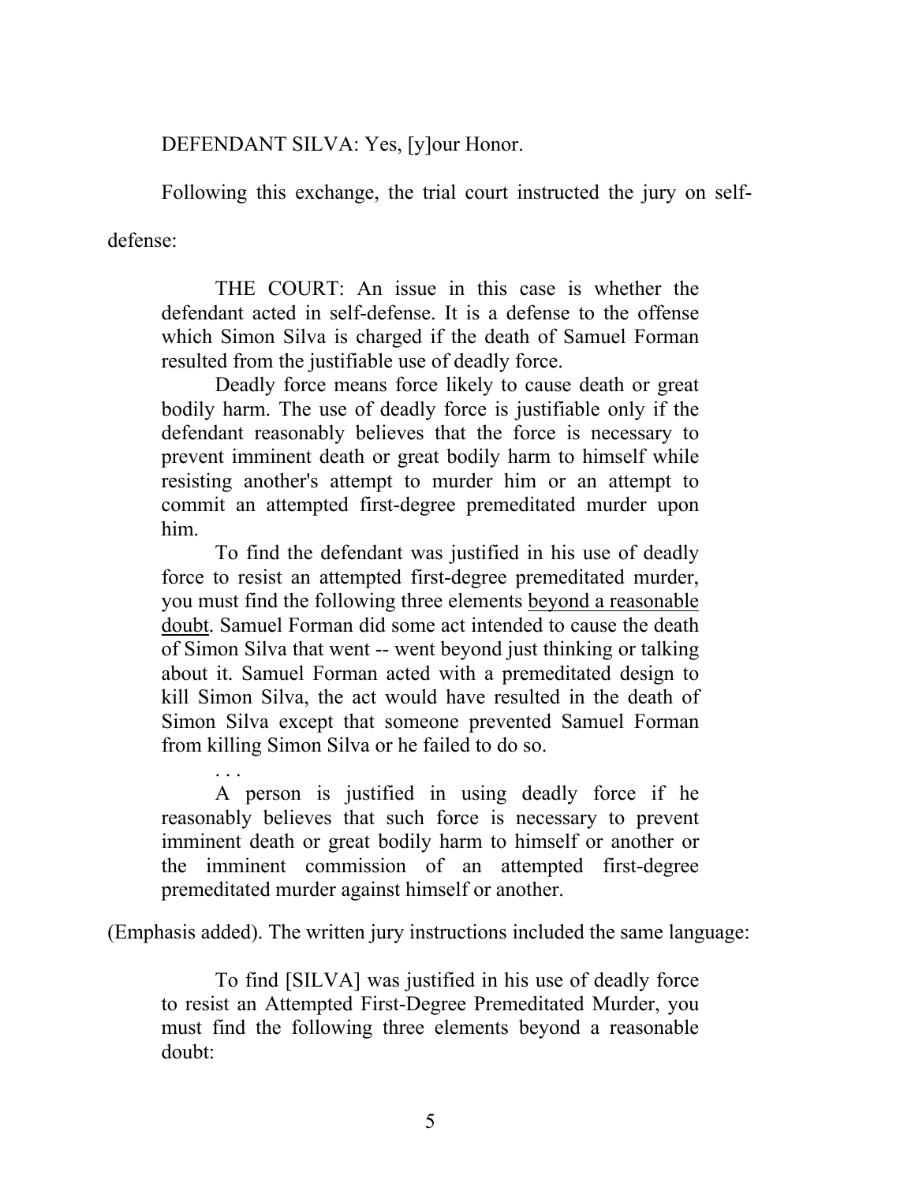DEFENDANT SILVA: Yes, [y]our Honor.

Following this exchange, the trial court instructed the jury on self-defense:

> THE COURT: An issue in this case is whether the defendant acted in self-defense. It is a defense to the offense which Simon Silva is charged if the death of Samuel Forman resulted from the justifiable use of deadly force.
>
> Deadly force means force likely to cause death or great bodily harm. The use of deadly force is justifiable only if the defendant reasonably believes that the force is necessary to prevent imminent death or great bodily harm to himself while resisting another's attempt to murder him or an attempt to commit an attempted first-degree premeditated murder upon him.
>
> To find the defendant was justified in his use of deadly force to resist an attempted first-degree premeditated murder, you must find the following three elements <u>beyond a reasonable doubt</u>. Samuel Forman did some act intended to cause the death of Simon Silva that went -- went beyond just thinking or talking about it. Samuel Forman acted with a premeditated design to kill Simon Silva, the act would have resulted in the death of Simon Silva except that someone prevented Samuel Forman from killing Simon Silva or he failed to do so.
>
> . . .
>
> A person is justified in using deadly force if he reasonably believes that such force is necessary to prevent imminent death or great bodily harm to himself or another or the imminent commission of an attempted first-degree premeditated murder against himself or another.

(Emphasis added). The written jury instructions included the same language:

> To find [SILVA] was justified in his use of deadly force to resist an Attempted First-Degree Premeditated Murder, you must find the following three elements beyond a reasonable doubt: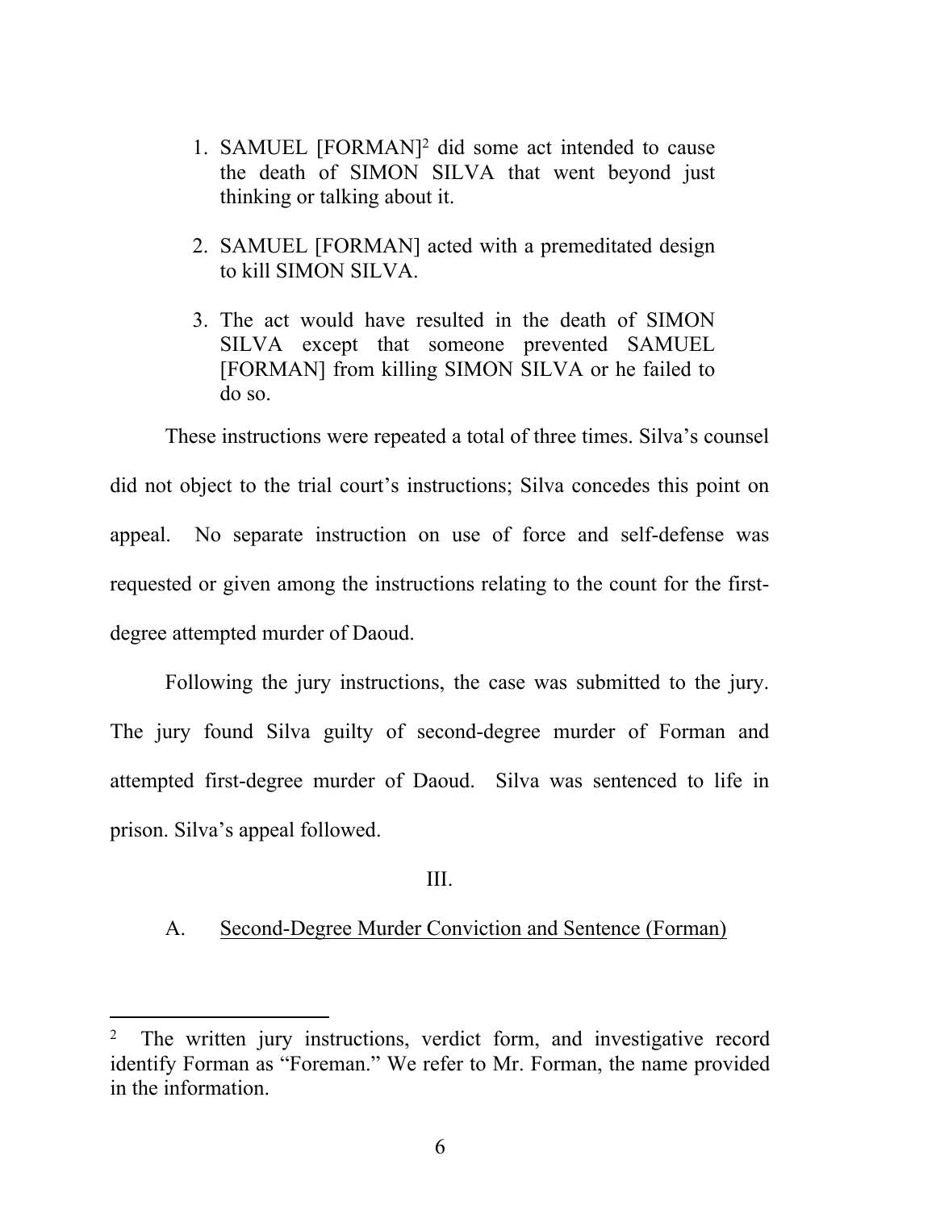1. SAMUEL [FORMAN][2] did some act intended to cause the death of SIMON SILVA that went beyond just thinking or talking about it.

2. SAMUEL [FORMAN] acted with a premeditated design to kill SIMON SILVA.

3. The act would have resulted in the death of SIMON SILVA except that someone prevented SAMUEL [FORMAN] from killing SIMON SILVA or he failed to do so.

These instructions were repeated a total of three times. Silva's counsel did not object to the trial court's instructions; Silva concedes this point on appeal. No separate instruction on use of force and self-defense was requested or given among the instructions relating to the count for the first-degree attempted murder of Daoud.

Following the jury instructions, the case was submitted to the jury. The jury found Silva guilty of second-degree murder of Forman and attempted first-degree murder of Daoud. Silva was sentenced to life in prison. Silva's appeal followed.

III.

A. <u>Second-Degree Murder Conviction and Sentence (Forman)</u>

---

[2] The written jury instructions, verdict form, and investigative record identify Forman as "Foreman." We refer to Mr. Forman, the name provided in the information.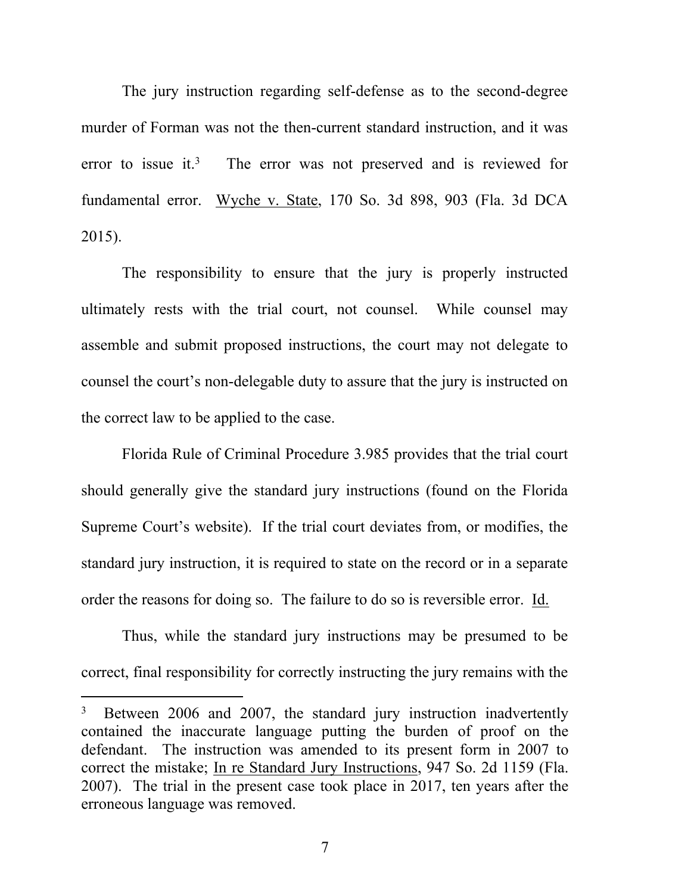The jury instruction regarding self-defense as to the second-degree murder of Forman was not the then-current standard instruction, and it was error to issue it.[3] The error was not preserved and is reviewed for fundamental error. Wyche v. State, 170 So. 3d 898, 903 (Fla. 3d DCA 2015).

The responsibility to ensure that the jury is properly instructed ultimately rests with the trial court, not counsel. While counsel may assemble and submit proposed instructions, the court may not delegate to counsel the court's non-delegable duty to assure that the jury is instructed on the correct law to be applied to the case.

Florida Rule of Criminal Procedure 3.985 provides that the trial court should generally give the standard jury instructions (found on the Florida Supreme Court's website). If the trial court deviates from, or modifies, the standard jury instruction, it is required to state on the record or in a separate order the reasons for doing so. The failure to do so is reversible error. Id.

Thus, while the standard jury instructions may be presumed to be correct, final responsibility for correctly instructing the jury remains with the

---

[3] Between 2006 and 2007, the standard jury instruction inadvertently contained the inaccurate language putting the burden of proof on the defendant. The instruction was amended to its present form in 2007 to correct the mistake; In re Standard Jury Instructions, 947 So. 2d 1159 (Fla. 2007). The trial in the present case took place in 2017, ten years after the erroneous language was removed.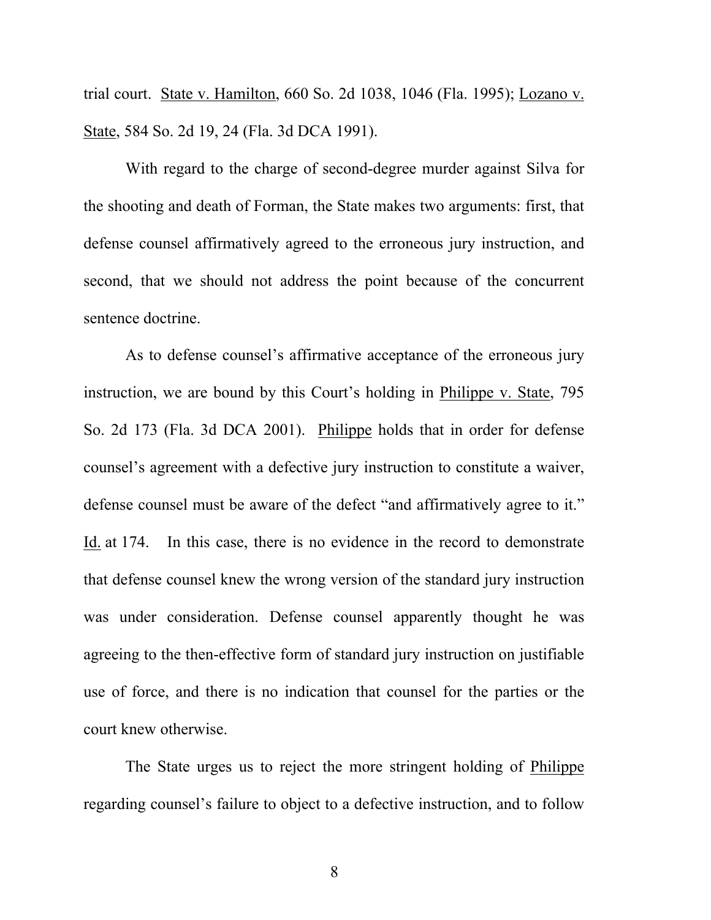trial court. State v. Hamilton, 660 So. 2d 1038, 1046 (Fla. 1995); Lozano v. State, 584 So. 2d 19, 24 (Fla. 3d DCA 1991).

With regard to the charge of second-degree murder against Silva for the shooting and death of Forman, the State makes two arguments: first, that defense counsel affirmatively agreed to the erroneous jury instruction, and second, that we should not address the point because of the concurrent sentence doctrine.

As to defense counsel's affirmative acceptance of the erroneous jury instruction, we are bound by this Court's holding in Philippe v. State, 795 So. 2d 173 (Fla. 3d DCA 2001). Philippe holds that in order for defense counsel's agreement with a defective jury instruction to constitute a waiver, defense counsel must be aware of the defect "and affirmatively agree to it." Id. at 174. In this case, there is no evidence in the record to demonstrate that defense counsel knew the wrong version of the standard jury instruction was under consideration. Defense counsel apparently thought he was agreeing to the then-effective form of standard jury instruction on justifiable use of force, and there is no indication that counsel for the parties or the court knew otherwise.

The State urges us to reject the more stringent holding of Philippe regarding counsel's failure to object to a defective instruction, and to follow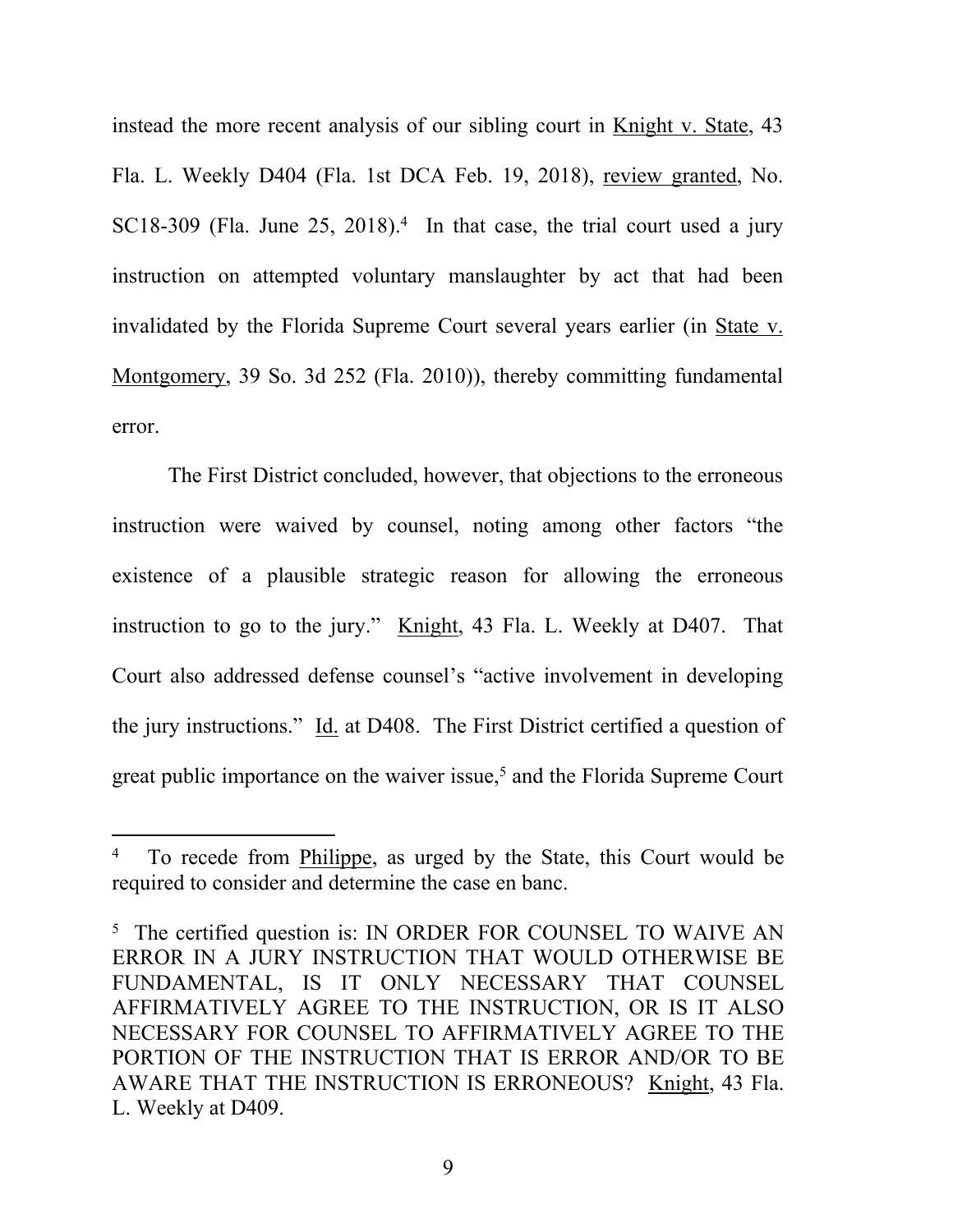instead the more recent analysis of our sibling court in Knight v. State, 43 Fla. L. Weekly D404 (Fla. 1st DCA Feb. 19, 2018), review granted, No. SC18-309 (Fla. June 25, 2018).[4] In that case, the trial court used a jury instruction on attempted voluntary manslaughter by act that had been invalidated by the Florida Supreme Court several years earlier (in State v. Montgomery, 39 So. 3d 252 (Fla. 2010)), thereby committing fundamental error.

The First District concluded, however, that objections to the erroneous instruction were waived by counsel, noting among other factors "the existence of a plausible strategic reason for allowing the erroneous instruction to go to the jury." Knight, 43 Fla. L. Weekly at D407. That Court also addressed defense counsel's "active involvement in developing the jury instructions." Id. at D408. The First District certified a question of great public importance on the waiver issue,[5] and the Florida Supreme Court

---

[4] To recede from Philippe, as urged by the State, this Court would be required to consider and determine the case en banc.

[5] The certified question is: IN ORDER FOR COUNSEL TO WAIVE AN ERROR IN A JURY INSTRUCTION THAT WOULD OTHERWISE BE FUNDAMENTAL, IS IT ONLY NECESSARY THAT COUNSEL AFFIRMATIVELY AGREE TO THE INSTRUCTION, OR IS IT ALSO NECESSARY FOR COUNSEL TO AFFIRMATIVELY AGREE TO THE PORTION OF THE INSTRUCTION THAT IS ERROR AND/OR TO BE AWARE THAT THE INSTRUCTION IS ERRONEOUS? Knight, 43 Fla. L. Weekly at D409.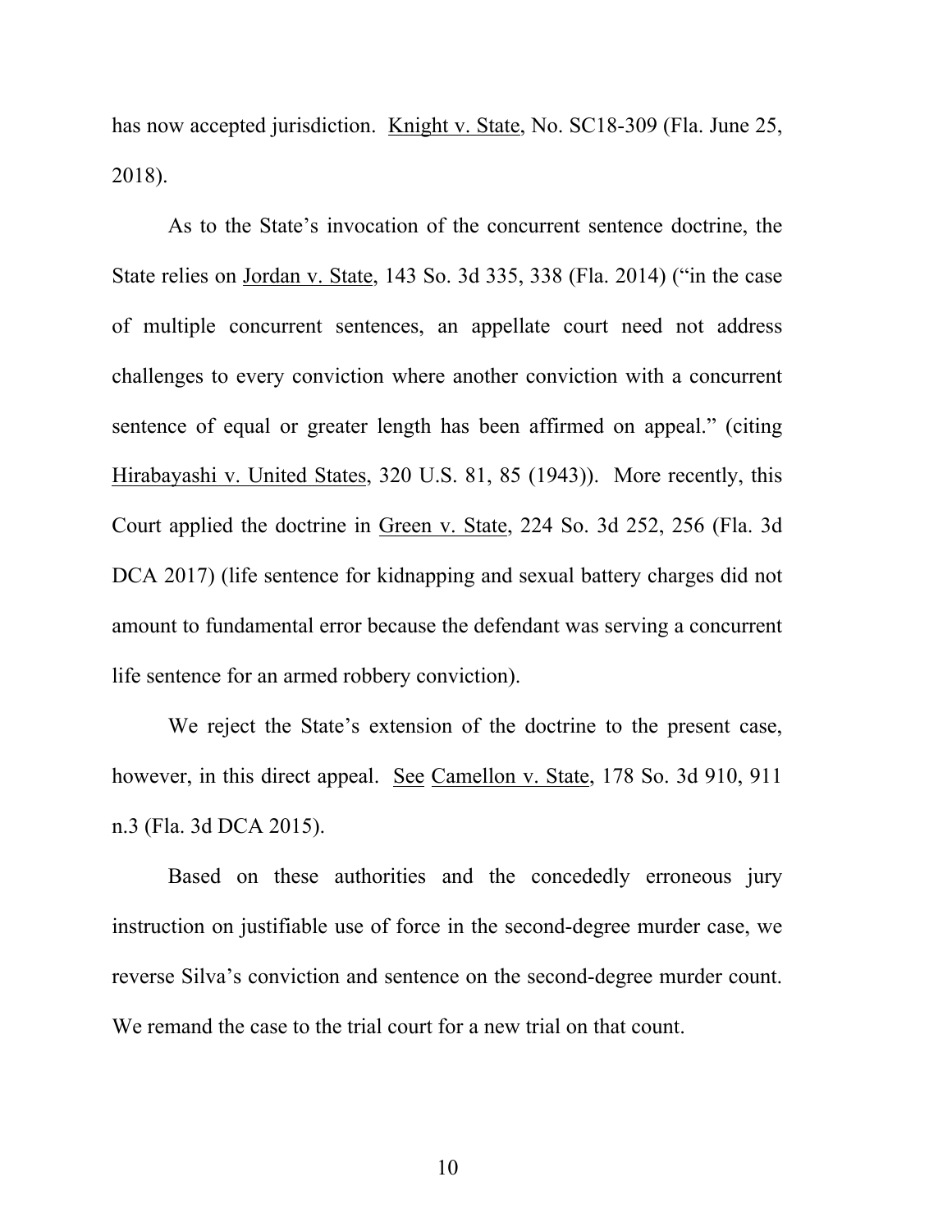has now accepted jurisdiction. Knight v. State, No. SC18-309 (Fla. June 25, 2018).

As to the State's invocation of the concurrent sentence doctrine, the State relies on Jordan v. State, 143 So. 3d 335, 338 (Fla. 2014) ("in the case of multiple concurrent sentences, an appellate court need not address challenges to every conviction where another conviction with a concurrent sentence of equal or greater length has been affirmed on appeal." (citing Hirabayashi v. United States, 320 U.S. 81, 85 (1943)). More recently, this Court applied the doctrine in Green v. State, 224 So. 3d 252, 256 (Fla. 3d DCA 2017) (life sentence for kidnapping and sexual battery charges did not amount to fundamental error because the defendant was serving a concurrent life sentence for an armed robbery conviction).

We reject the State's extension of the doctrine to the present case, however, in this direct appeal. See Camellon v. State, 178 So. 3d 910, 911 n.3 (Fla. 3d DCA 2015).

Based on these authorities and the concededly erroneous jury instruction on justifiable use of force in the second-degree murder case, we reverse Silva's conviction and sentence on the second-degree murder count. We remand the case to the trial court for a new trial on that count.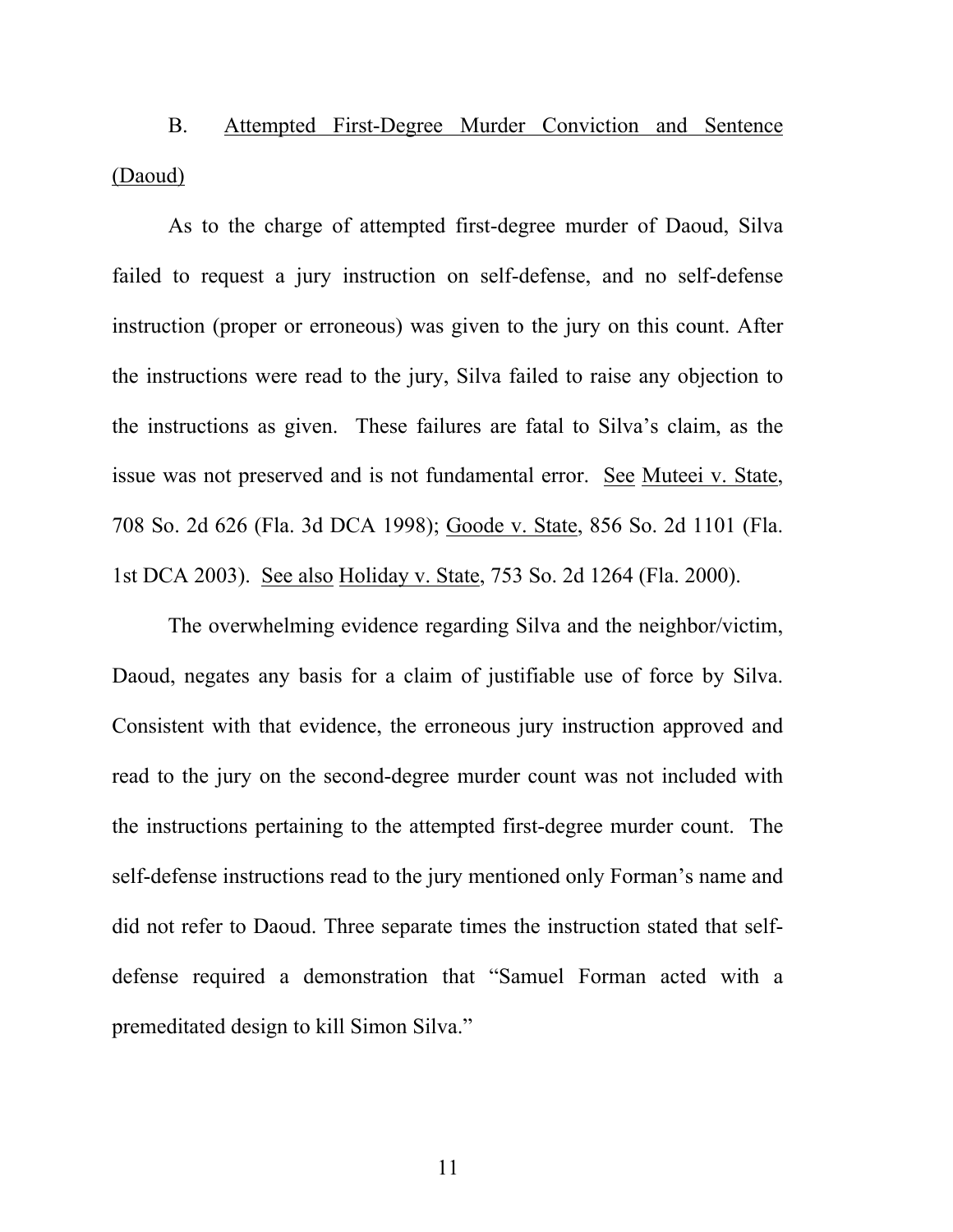B. <u>Attempted First-Degree Murder Conviction and Sentence (Daoud)</u>

As to the charge of attempted first-degree murder of Daoud, Silva failed to request a jury instruction on self-defense, and no self-defense instruction (proper or erroneous) was given to the jury on this count. After the instructions were read to the jury, Silva failed to raise any objection to the instructions as given. These failures are fatal to Silva's claim, as the issue was not preserved and is not fundamental error. <u>See</u> <u>Muteei v. State</u>, 708 So. 2d 626 (Fla. 3d DCA 1998); <u>Goode v. State</u>, 856 So. 2d 1101 (Fla. 1st DCA 2003). <u>See also</u> <u>Holiday v. State</u>, 753 So. 2d 1264 (Fla. 2000).

The overwhelming evidence regarding Silva and the neighbor/victim, Daoud, negates any basis for a claim of justifiable use of force by Silva. Consistent with that evidence, the erroneous jury instruction approved and read to the jury on the second-degree murder count was not included with the instructions pertaining to the attempted first-degree murder count. The self-defense instructions read to the jury mentioned only Forman's name and did not refer to Daoud. Three separate times the instruction stated that self-defense required a demonstration that "Samuel Forman acted with a premeditated design to kill Simon Silva."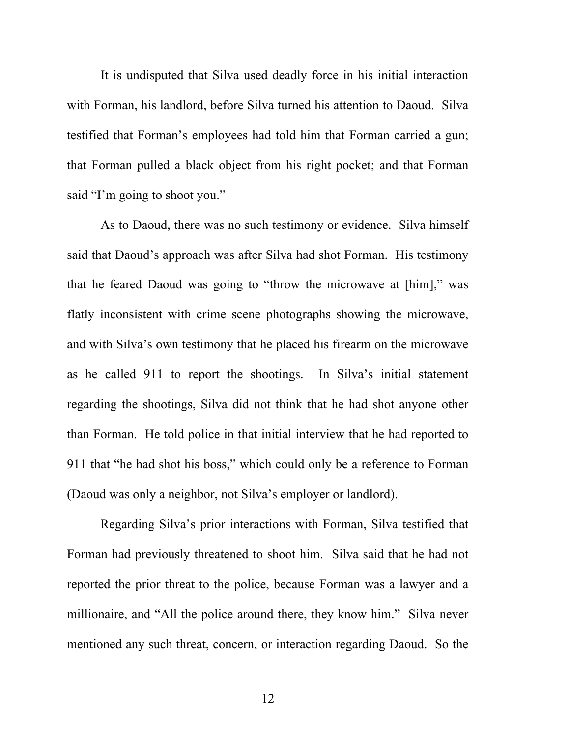It is undisputed that Silva used deadly force in his initial interaction with Forman, his landlord, before Silva turned his attention to Daoud. Silva testified that Forman's employees had told him that Forman carried a gun; that Forman pulled a black object from his right pocket; and that Forman said "I'm going to shoot you."

As to Daoud, there was no such testimony or evidence. Silva himself said that Daoud's approach was after Silva had shot Forman. His testimony that he feared Daoud was going to "throw the microwave at [him]," was flatly inconsistent with crime scene photographs showing the microwave, and with Silva's own testimony that he placed his firearm on the microwave as he called 911 to report the shootings. In Silva's initial statement regarding the shootings, Silva did not think that he had shot anyone other than Forman. He told police in that initial interview that he had reported to 911 that "he had shot his boss," which could only be a reference to Forman (Daoud was only a neighbor, not Silva's employer or landlord).

Regarding Silva's prior interactions with Forman, Silva testified that Forman had previously threatened to shoot him. Silva said that he had not reported the prior threat to the police, because Forman was a lawyer and a millionaire, and "All the police around there, they know him." Silva never mentioned any such threat, concern, or interaction regarding Daoud. So the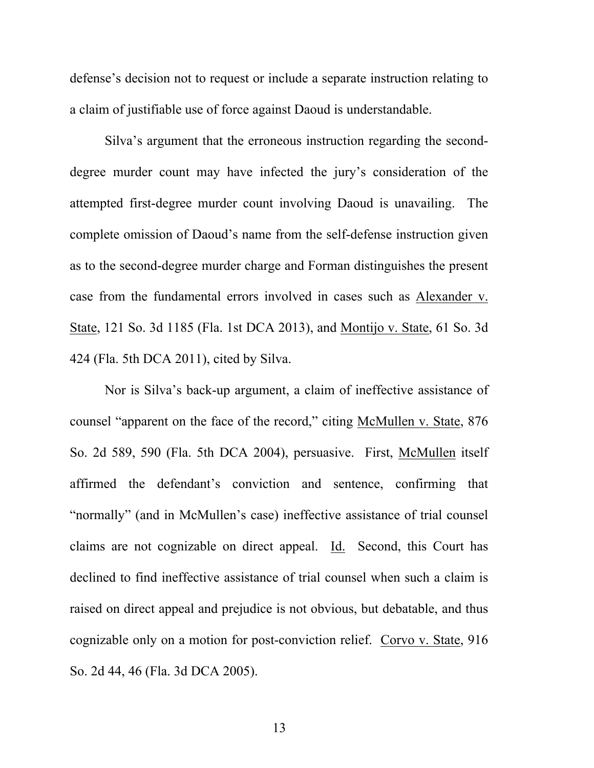defense's decision not to request or include a separate instruction relating to a claim of justifiable use of force against Daoud is understandable.

Silva's argument that the erroneous instruction regarding the second-degree murder count may have infected the jury's consideration of the attempted first-degree murder count involving Daoud is unavailing. The complete omission of Daoud's name from the self-defense instruction given as to the second-degree murder charge and Forman distinguishes the present case from the fundamental errors involved in cases such as Alexander v. State, 121 So. 3d 1185 (Fla. 1st DCA 2013), and Montijo v. State, 61 So. 3d 424 (Fla. 5th DCA 2011), cited by Silva.

Nor is Silva's back-up argument, a claim of ineffective assistance of counsel "apparent on the face of the record," citing McMullen v. State, 876 So. 2d 589, 590 (Fla. 5th DCA 2004), persuasive. First, McMullen itself affirmed the defendant's conviction and sentence, confirming that "normally" (and in McMullen's case) ineffective assistance of trial counsel claims are not cognizable on direct appeal. Id. Second, this Court has declined to find ineffective assistance of trial counsel when such a claim is raised on direct appeal and prejudice is not obvious, but debatable, and thus cognizable only on a motion for post-conviction relief. Corvo v. State, 916 So. 2d 44, 46 (Fla. 3d DCA 2005).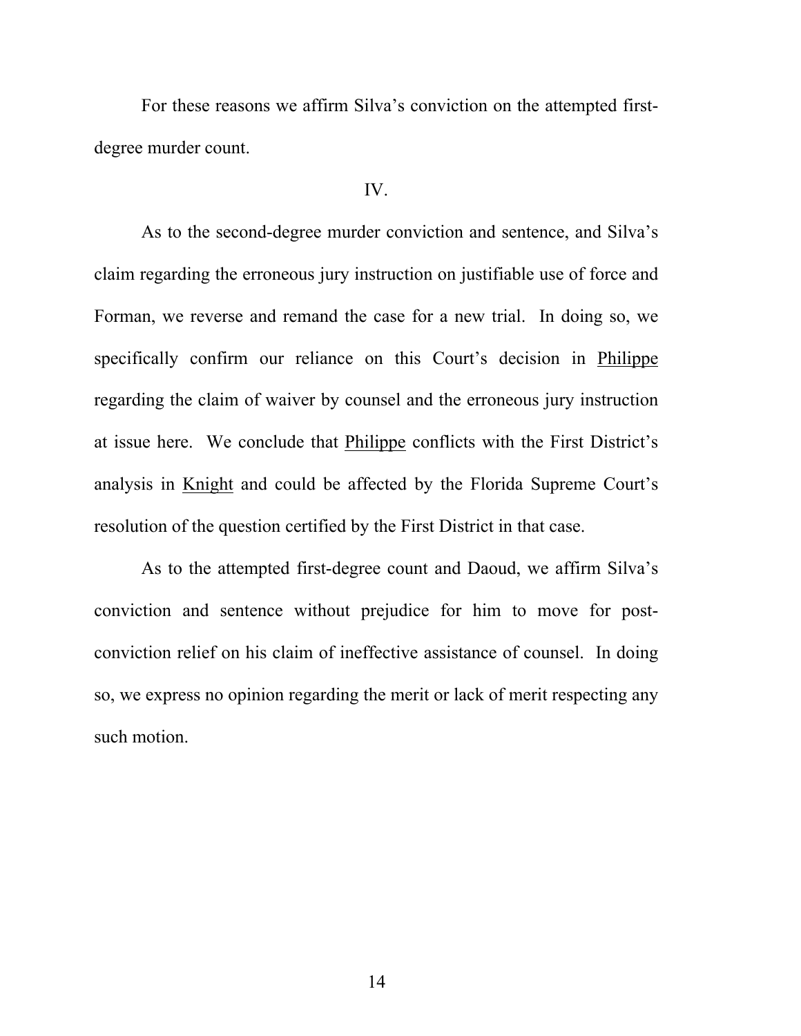For these reasons we affirm Silva's conviction on the attempted first-degree murder count.

IV.

As to the second-degree murder conviction and sentence, and Silva's claim regarding the erroneous jury instruction on justifiable use of force and Forman, we reverse and remand the case for a new trial. In doing so, we specifically confirm our reliance on this Court's decision in Philippe regarding the claim of waiver by counsel and the erroneous jury instruction at issue here. We conclude that Philippe conflicts with the First District's analysis in Knight and could be affected by the Florida Supreme Court's resolution of the question certified by the First District in that case.

As to the attempted first-degree count and Daoud, we affirm Silva's conviction and sentence without prejudice for him to move for post-conviction relief on his claim of ineffective assistance of counsel. In doing so, we express no opinion regarding the merit or lack of merit respecting any such motion.